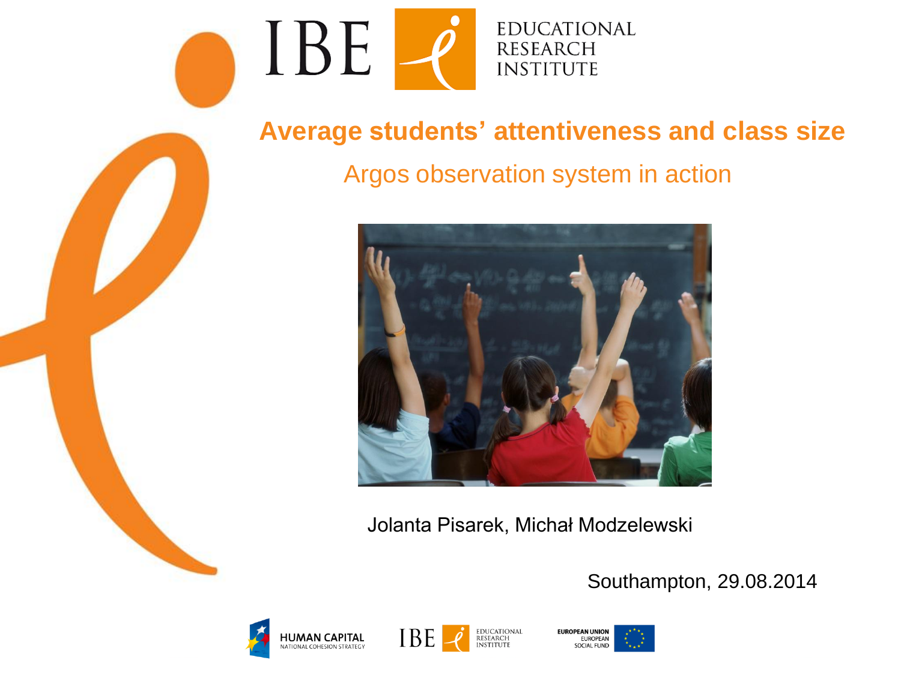IBE EDUCATIONAL RESEARCH INSTITUTE

# Average students' attentiveness and class size

## Argos observation system in action

Jolanta Pisarek, Michał Modzelewski

Southampton, 29.08.2014

HUMAN CAPITAL NATIONAL COHESION STRATEGY

IBE EDUCATIONAL RESEARCH INSTITUTE

EUROPEAN UNION EUROPEAN SOCIAL FUND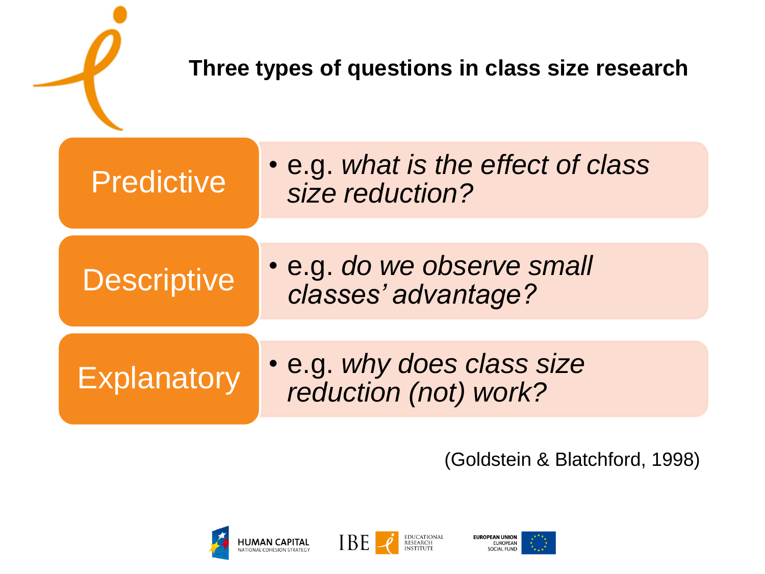## Three types of questions in class size research

**Predictive**

- e.g. *what is the effect of class size reduction?*

**Descriptive**

- e.g. *do we observe small classes' advantage?*

**Explanatory**

- e.g. *why does class size reduction (not) work?*

(Goldstein & Blatchford, 1998)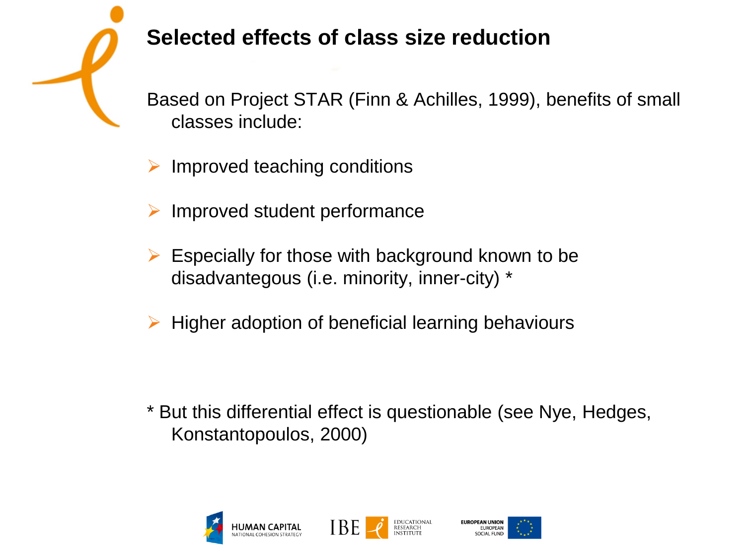# Selected effects of class size reduction

Based on Project STAR (Finn & Achilles, 1999), benefits of small classes include:

- Improved teaching conditions
- Improved student performance
- Especially for those with background known to be disadvantegous (i.e. minority, inner-city) *
- Higher adoption of beneficial learning behaviours

* But this differential effect is questionable (see Nye, Hedges, Konstantopoulos, 2000)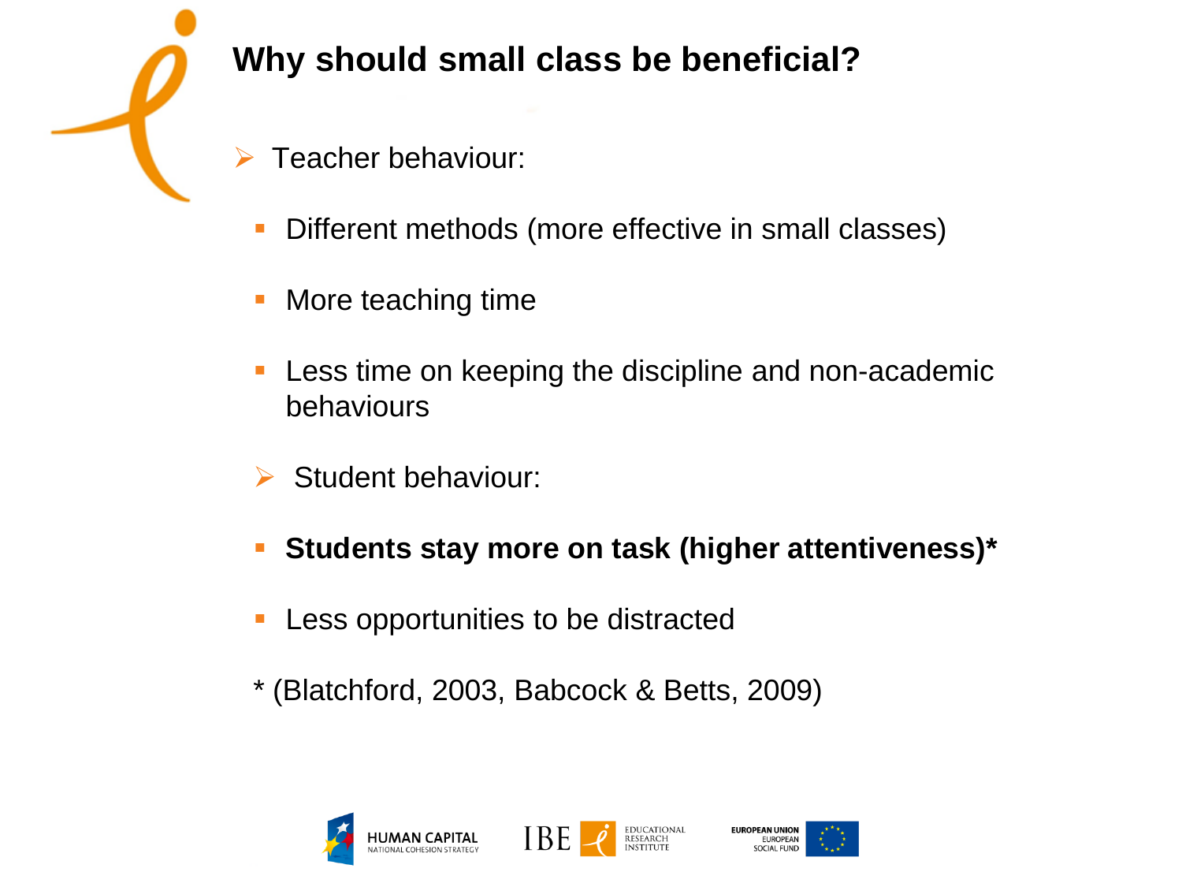## Why should small class be beneficial?

- Teacher behaviour:
  - Different methods (more effective in small classes)
  - More teaching time
  - Less time on keeping the discipline and non-academic behaviours
- Student behaviour:
  - **Students stay more on task (higher attentiveness)***
  - Less opportunities to be distracted

* (Blatchford, 2003, Babcock & Betts, 2009)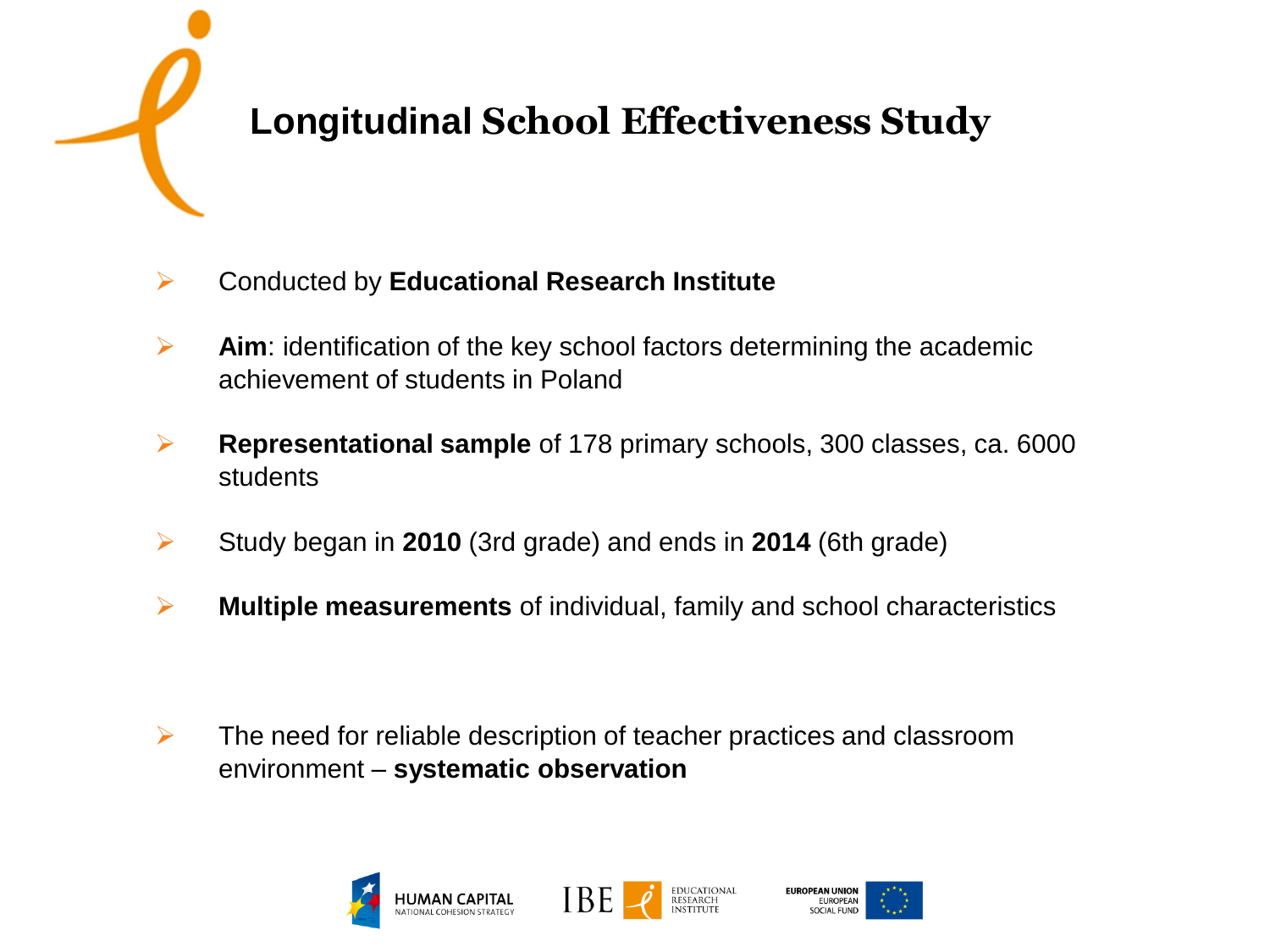# Longitudinal School Effectiveness Study

- Conducted by **Educational Research Institute**
- **Aim**: identification of the key school factors determining the academic achievement of students in Poland
- **Representational sample** of 178 primary schools, 300 classes, ca. 6000 students
- Study began in **2010** (3rd grade) and ends in **2014** (6th grade)
- **Multiple measurements** of individual, family and school characteristics
- The need for reliable description of teacher practices and classroom environment – **systematic observation**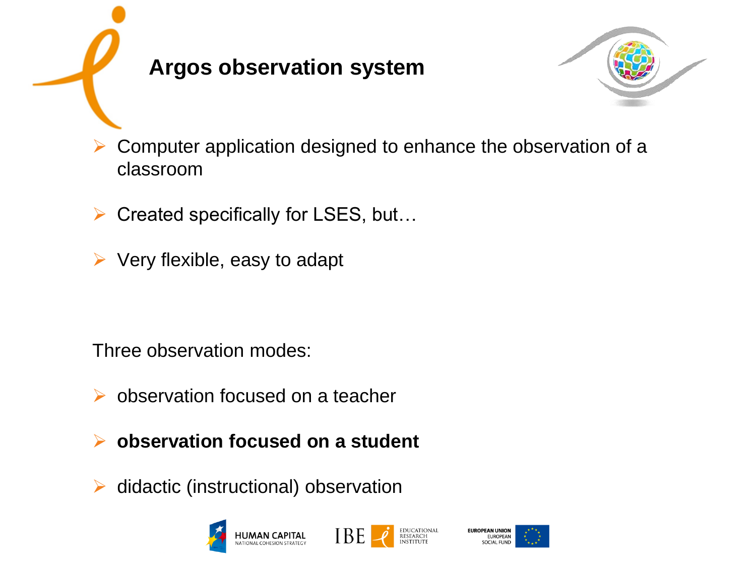# Argos observation system

- Computer application designed to enhance the observation of a classroom
- Created specifically for LSES, but…
- Very flexible, easy to adapt

Three observation modes:

- observation focused on a teacher
- **observation focused on a student**
- didactic (instructional) observation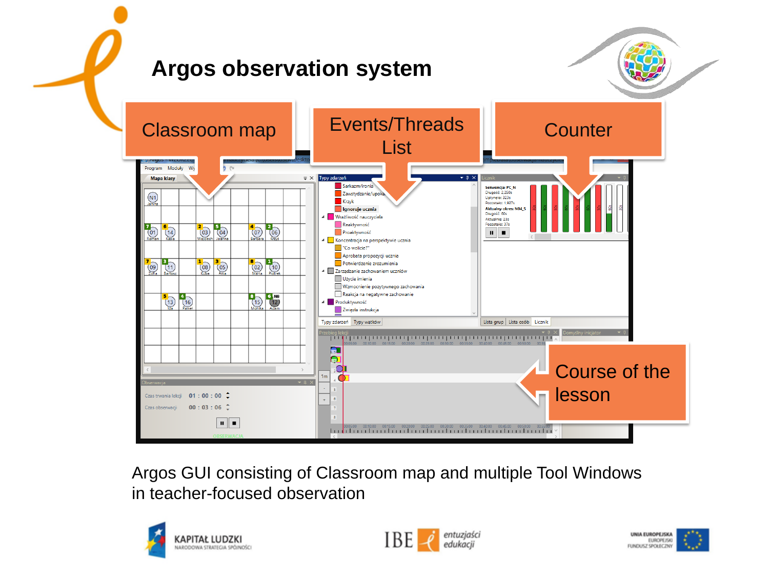# Argos observation system

Classroom map

Events/Threads List

Counter

Course of the lesson

Argos GUI consisting of Classroom map and multiple Tool Windows in teacher-focused observation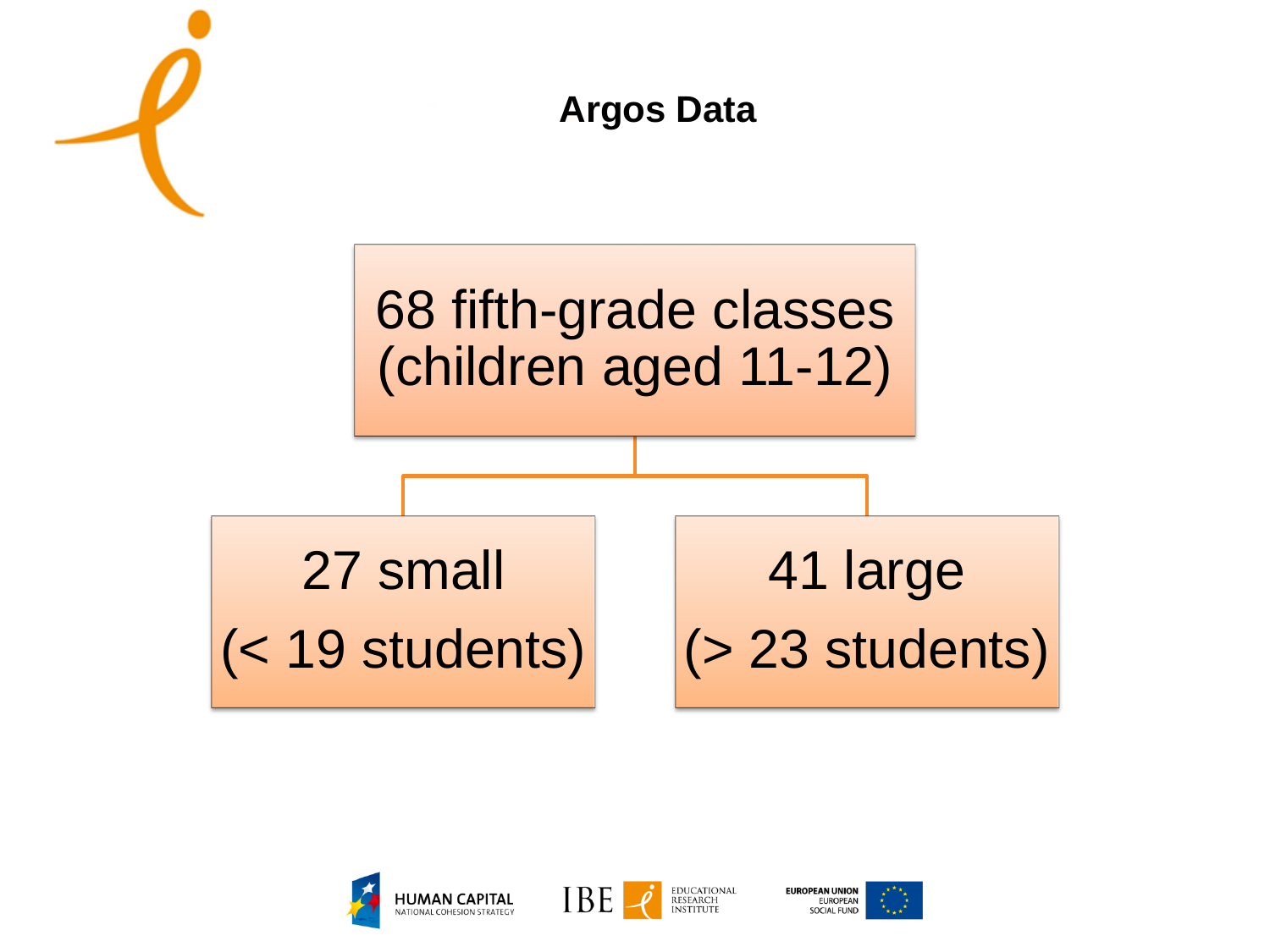# Argos Data

68 fifth-grade classes (children aged 11-12)

- 27 small (< 19 students)
- 41 large (> 23 students)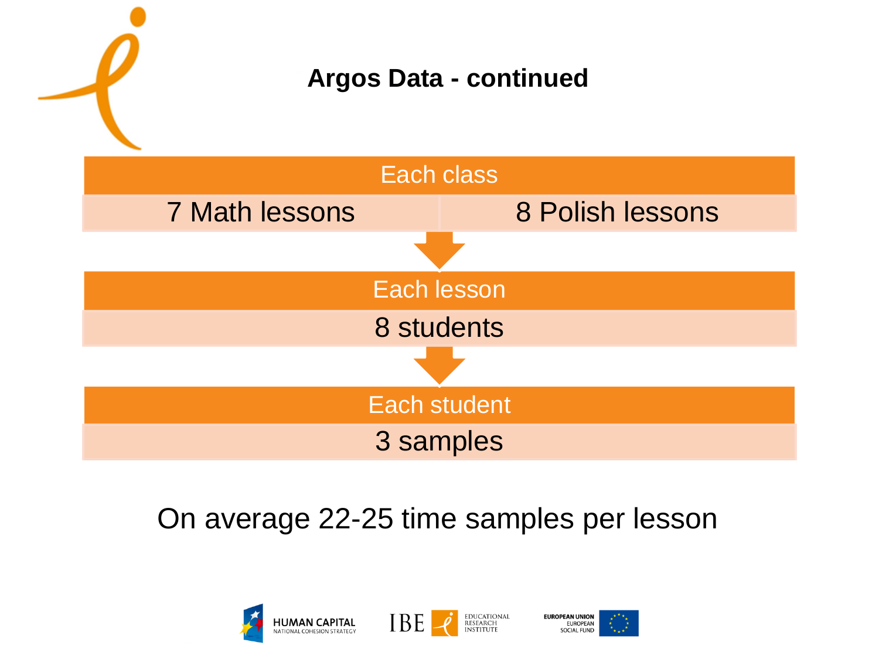# Argos Data - continued

**Each class**

| 7 Math lessons | 8 Polish lessons |
| --- | --- |

↓

**Each lesson**

8 students

↓

**Each student**

3 samples

On average 22-25 time samples per lesson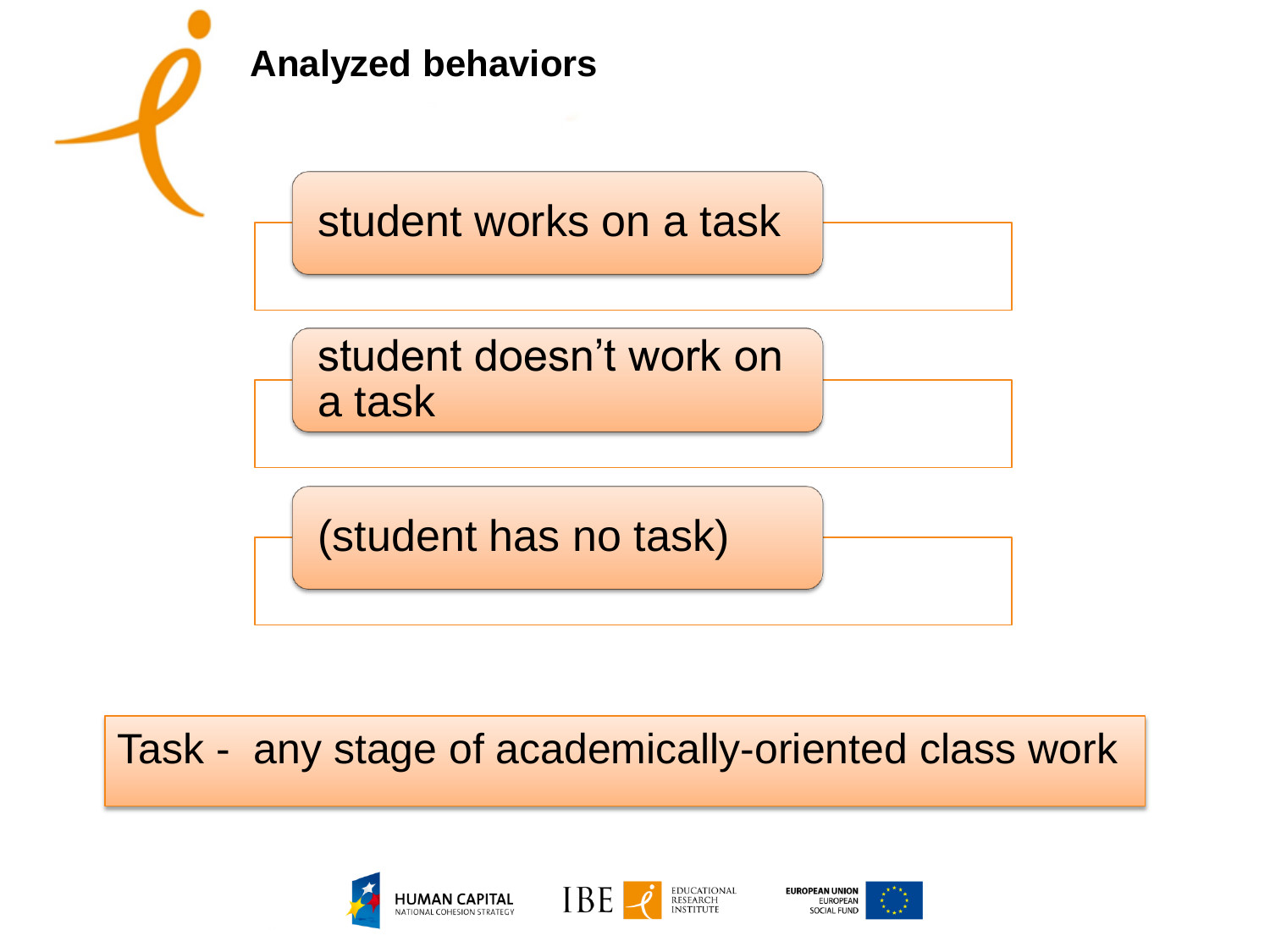## Analyzed behaviors

- student works on a task
- student doesn't work on a task
- (student has no task)

Task - any stage of academically-oriented class work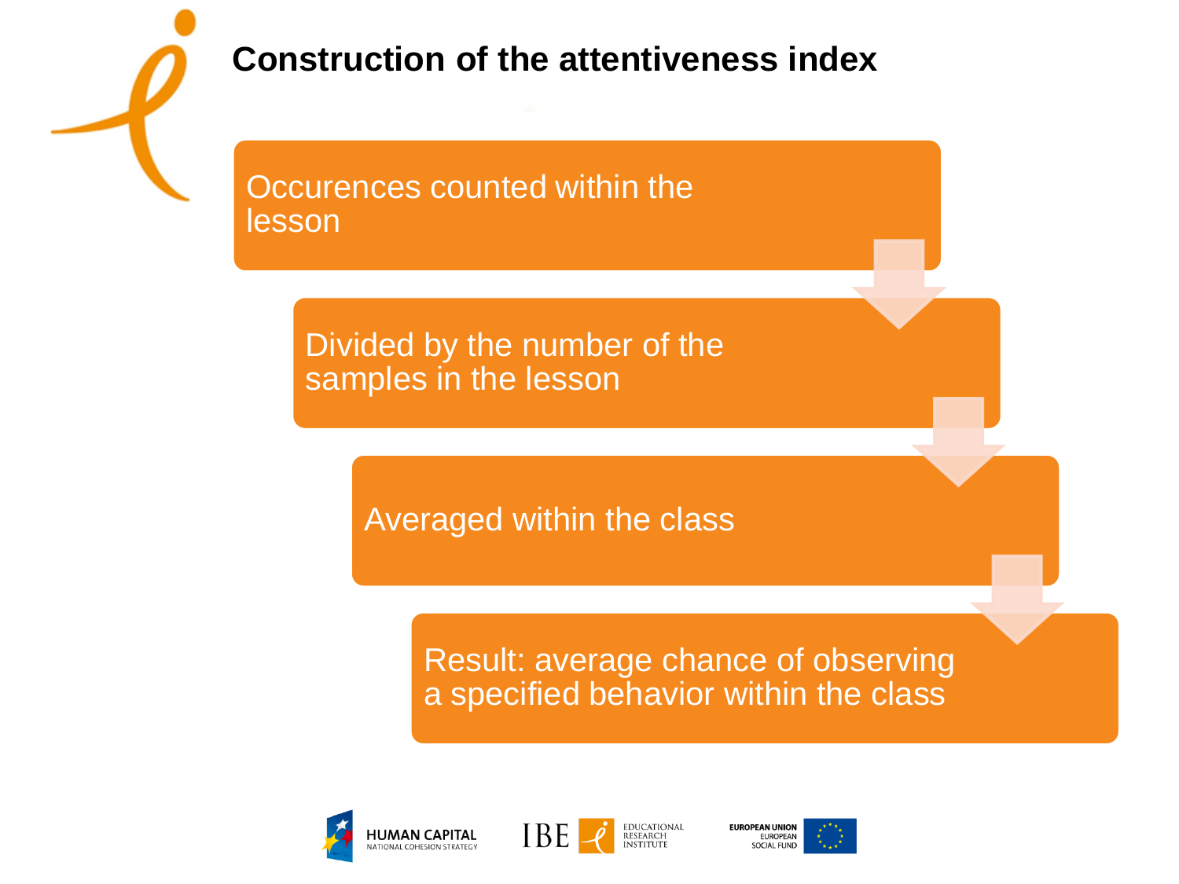# Construction of the attentiveness index

Occurences counted within the lesson

Divided by the number of the samples in the lesson

Averaged within the class

Result: average chance of observing a specified behavior within the class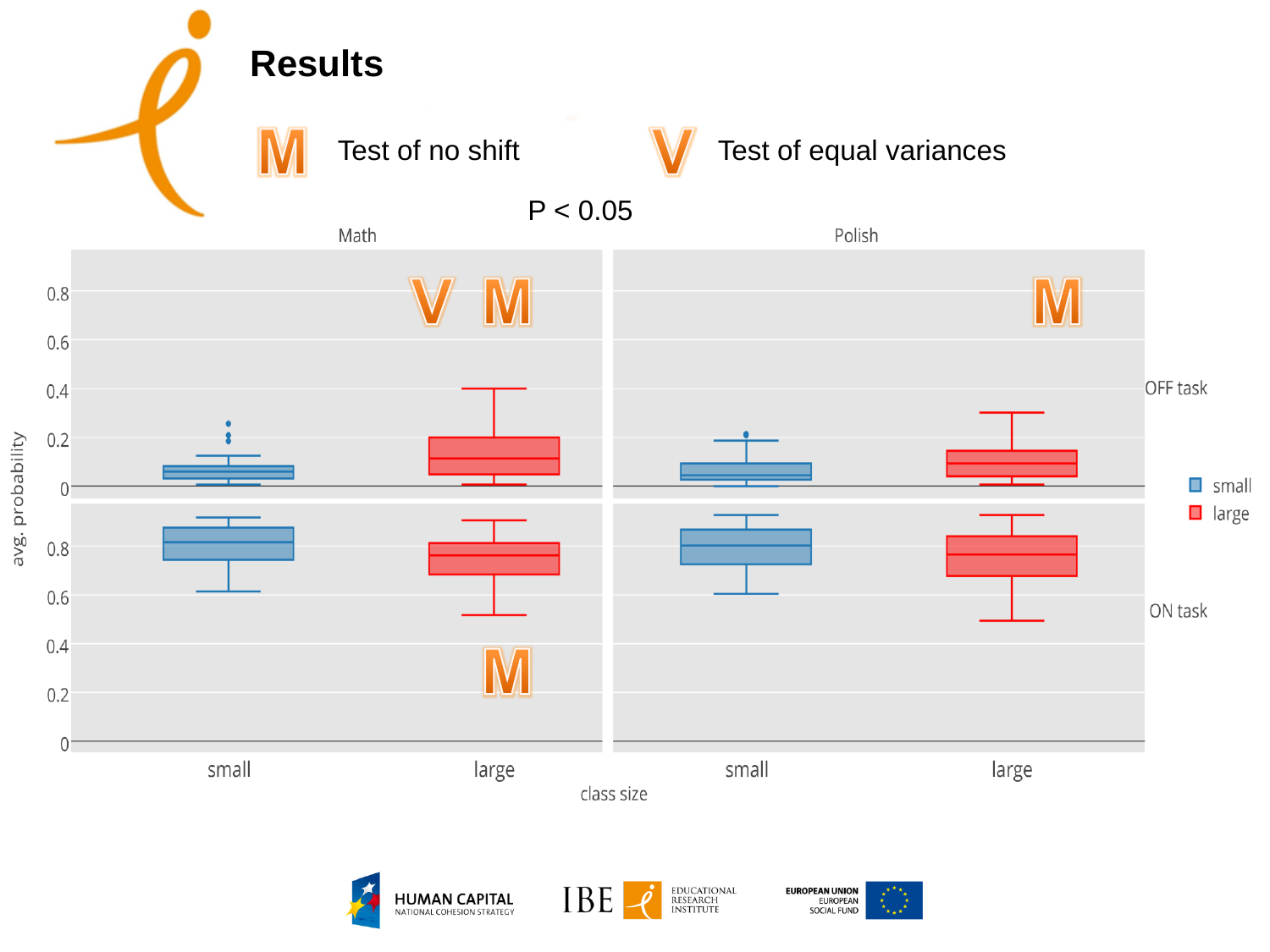# Results

**M** Test of no shift

**V** Test of equal variances

$P < 0.05$

Math — OFF task: V M (large)

Polish — OFF task: M (large)

Math — ON task: M (large)

Panels: Math | Polish; rows: OFF task | ON task

y-axis: avg. probability (0 – 0.8)

x-axis: class size (small, large)

Legend: small, large

HUMAN CAPITAL NATIONAL COHESION STRATEGY | IBE EDUCATIONAL RESEARCH INSTITUTE | EUROPEAN UNION EUROPEAN SOCIAL FUND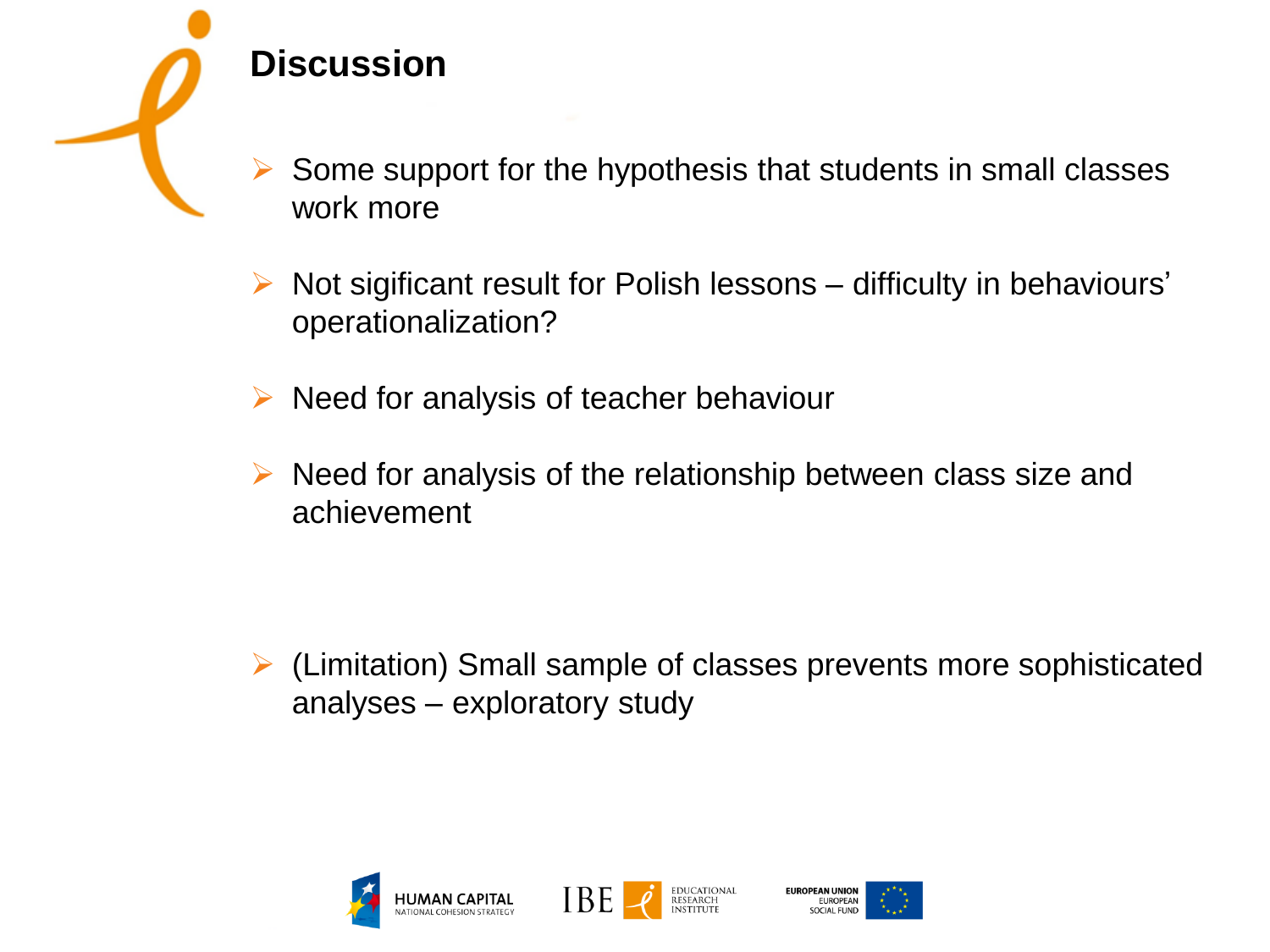# Discussion

- Some support for the hypothesis that students in small classes work more
- Not sigificant result for Polish lessons – difficulty in behaviours' operationalization?
- Need for analysis of teacher behaviour
- Need for analysis of the relationship between class size and achievement
- (Limitation) Small sample of classes prevents more sophisticated analyses – exploratory study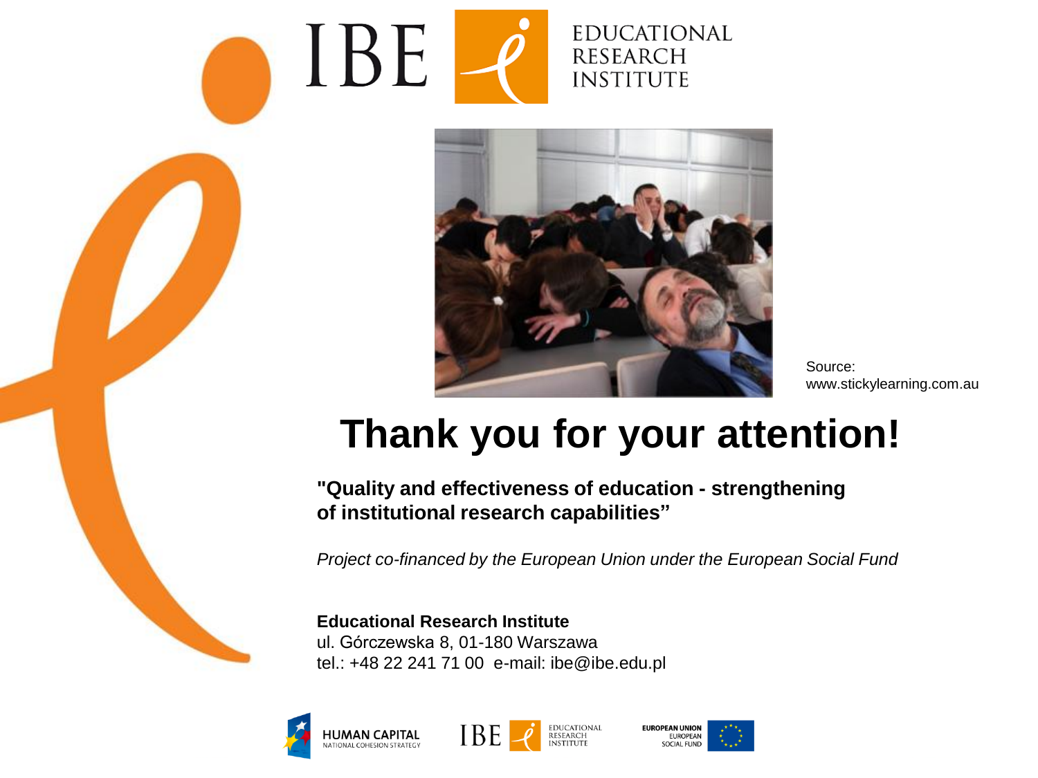Source:
www.stickylearning.com.au

# Thank you for your attention!

**"Quality and effectiveness of education - strengthening of institutional research capabilities"**

*Project co-financed by the European Union under the European Social Fund*

**Educational Research Institute**
ul. Górczewska 8, 01-180 Warszawa
tel.: +48 22 241 71 00 e-mail: ibe@ibe.edu.pl